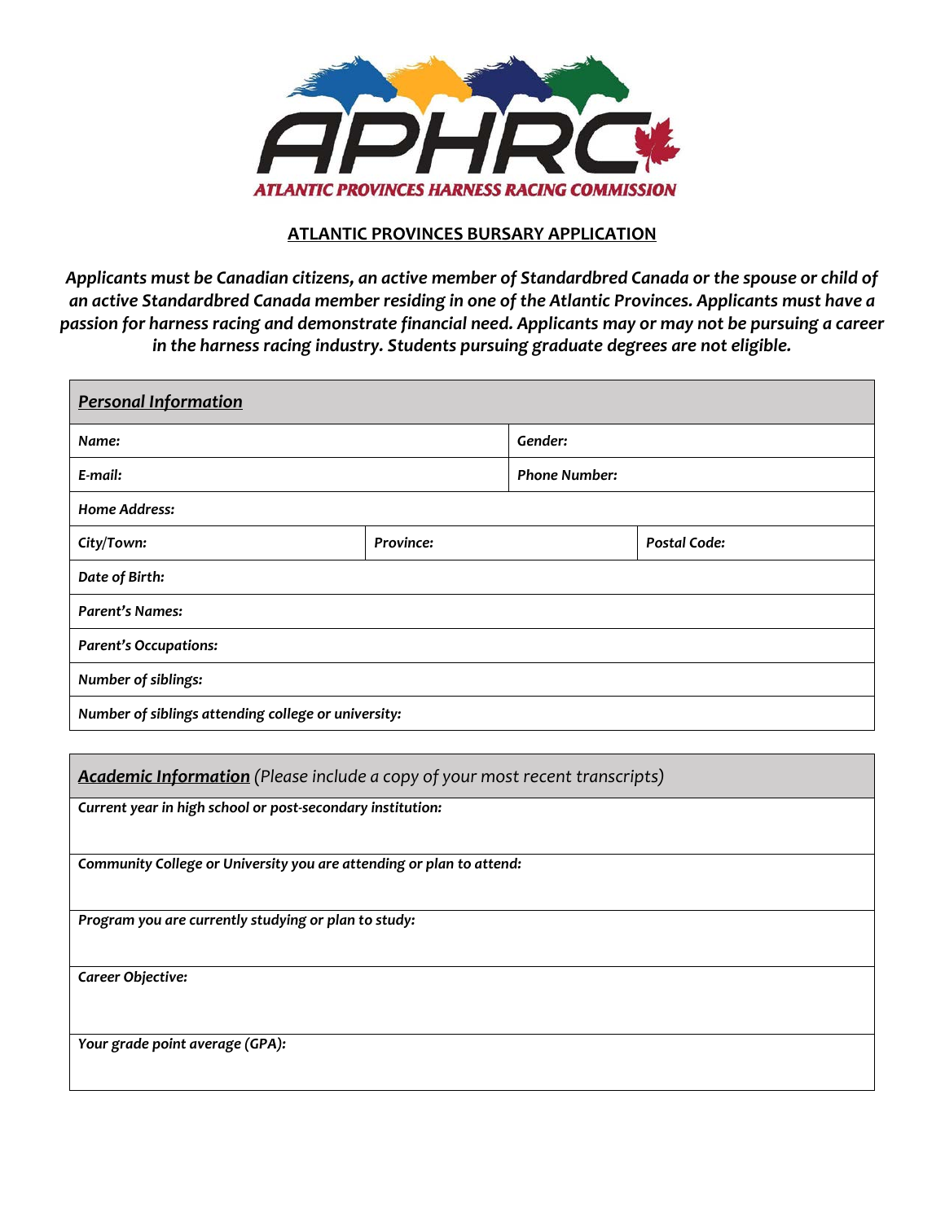APHRC

ATLANTIC PROVINCES HARNESS RACING COMMISSION

## ATLANTIC PROVINCES BURSARY APPLICATION

***Applicants must be Canadian citizens, an active member of Standardbred Canada or the spouse or child of an active Standardbred Canada member residing in one of the Atlantic Provinces. Applicants must have a passion for harness racing and demonstrate financial need. Applicants may or may not be pursuing a career in the harness racing industry. Students pursuing graduate degrees are not eligible.***

| ***Personal Information*** | | |
|---|---|---|
| ***Name:*** | | ***Gender:*** |
| ***E-mail:*** | | ***Phone Number:*** |
| ***Home Address:*** | | |
| ***City/Town:*** | ***Province:*** | ***Postal Code:*** |
| ***Date of Birth:*** | | |
| ***Parent's Names:*** | | |
| ***Parent's Occupations:*** | | |
| ***Number of siblings:*** | | |
| ***Number of siblings attending college or university:*** | | |

| ***Academic Information*** *(Please include a copy of your most recent transcripts)* |
|---|
| ***Current year in high school or post-secondary institution:*** |
| ***Community College or University you are attending or plan to attend:*** |
| ***Program you are currently studying or plan to study:*** |
| ***Career Objective:*** |
| ***Your grade point average (GPA):*** |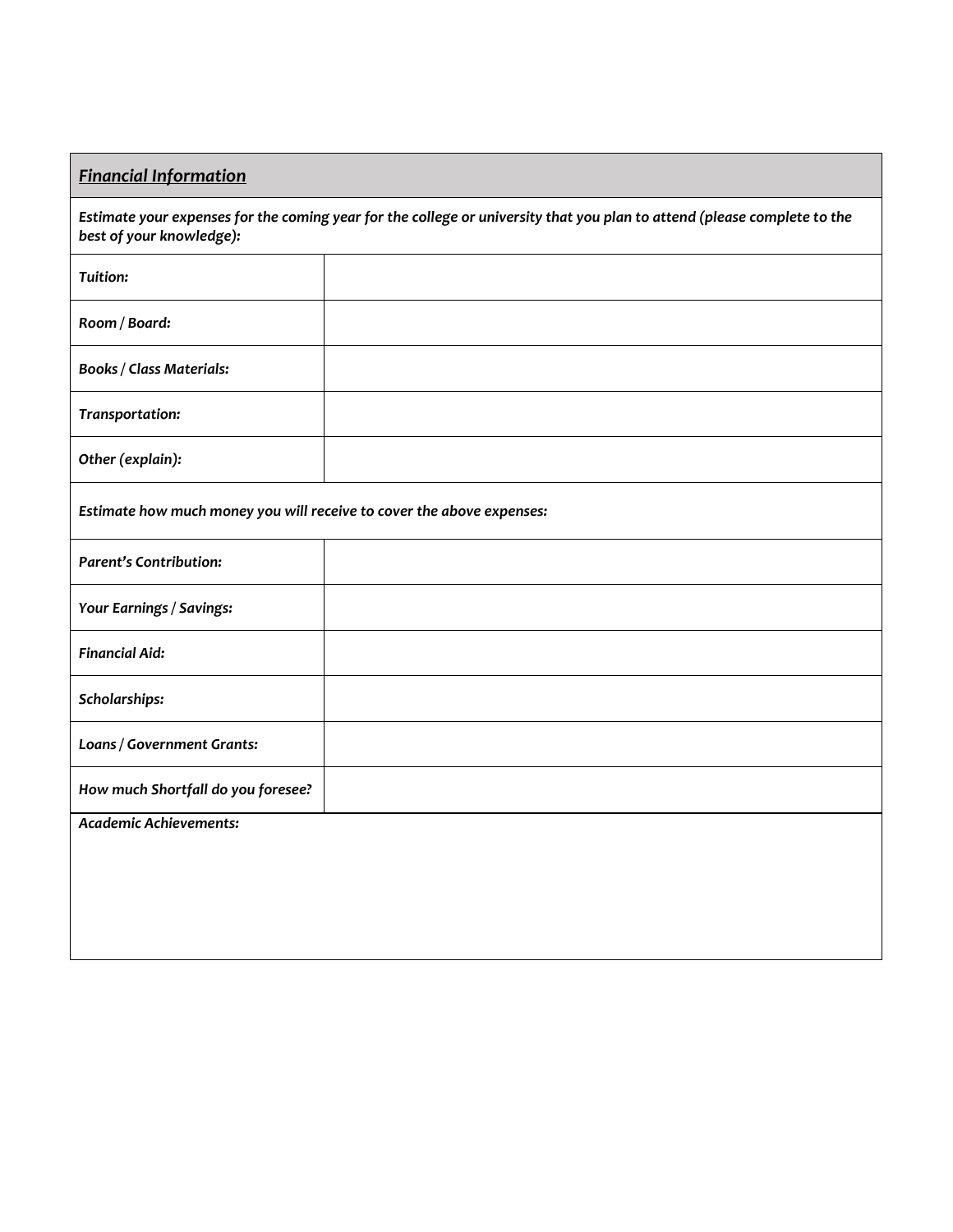## ***Financial Information***

***Estimate your expenses for the coming year for the college or university that you plan to attend (please complete to the best of your knowledge):***

| | |
|---|---|
| ***Tuition:*** | |
| ***Room / Board:*** | |
| ***Books / Class Materials:*** | |
| ***Transportation:*** | |
| ***Other (explain):*** | |

***Estimate how much money you will receive to cover the above expenses:***

| | |
|---|---|
| ***Parent's Contribution:*** | |
| ***Your Earnings / Savings:*** | |
| ***Financial Aid:*** | |
| ***Scholarships:*** | |
| ***Loans / Government Grants:*** | |
| ***How much Shortfall do you foresee?*** | |

***Academic Achievements:***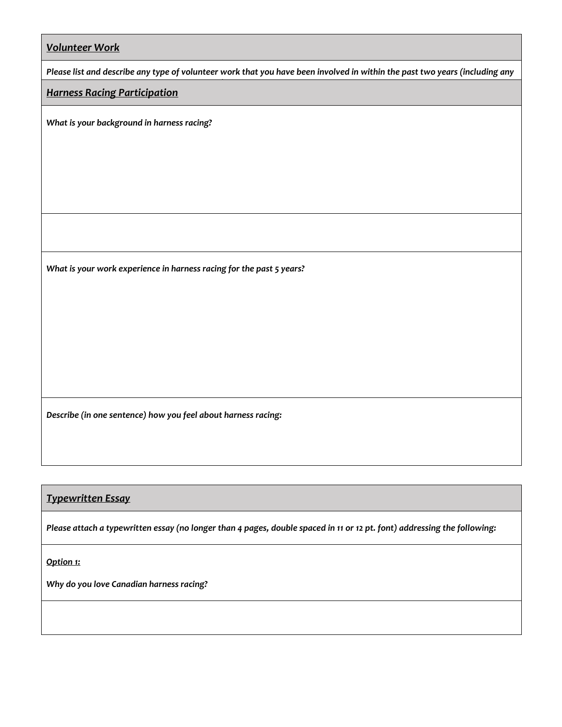***Volunteer Work***

***Please list and describe any type of volunteer work that you have been involved in within the past two years (including any***

***Harness Racing Participation***

***What is your background in harness racing?***

***What is your work experience in harness racing for the past 5 years?***

***Describe (in one sentence) how you feel about harness racing:***

***Typewritten Essay***

***Please attach a typewritten essay (no longer than 4 pages, double spaced in 11 or 12 pt. font) addressing the following:***

***Option 1:***

***Why do you love Canadian harness racing?***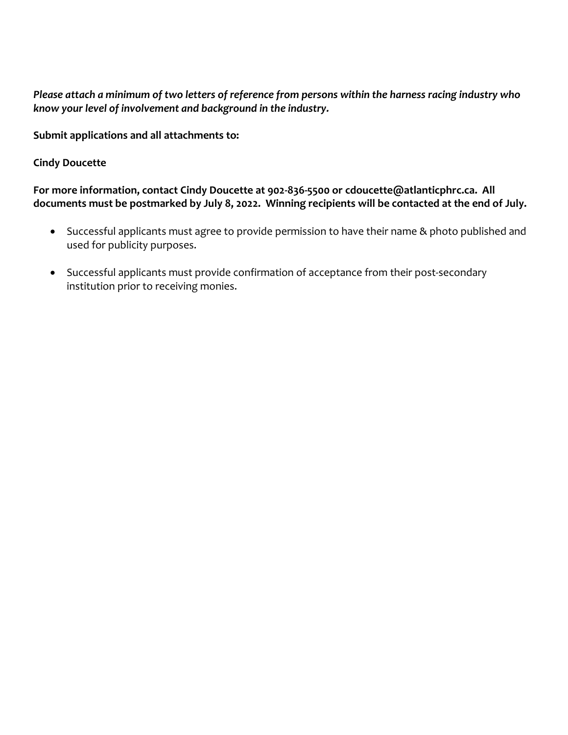***Please attach a minimum of two letters of reference from persons within the harness racing industry who know your level of involvement and background in the industry.***

**Submit applications and all attachments to:**

**Cindy Doucette**

**For more information, contact Cindy Doucette at 902-836-5500 or cdoucette@atlanticphrc.ca. All documents must be postmarked by July 8, 2022. Winning recipients will be contacted at the end of July.**

- Successful applicants must agree to provide permission to have their name & photo published and used for publicity purposes.
- Successful applicants must provide confirmation of acceptance from their post-secondary institution prior to receiving monies.